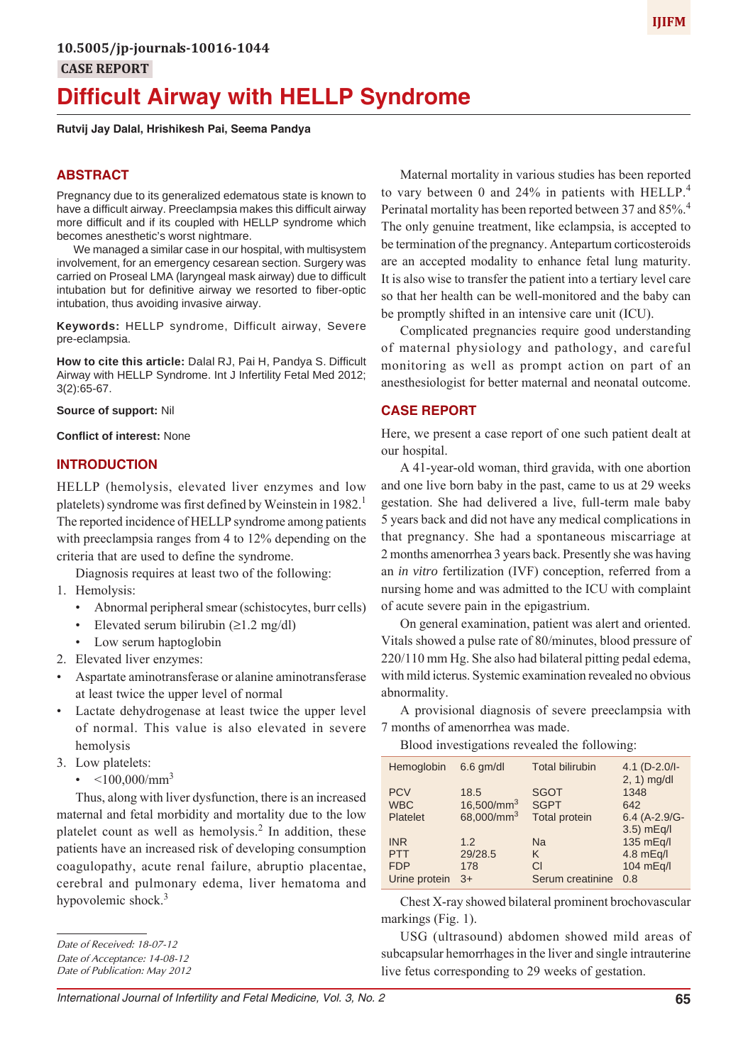10.5005/jp-journals-10016-1044

CASE REPORT

# Difficult Airway with HELLP Syndrome

**Rutvij Jay Dalal, Hrishikesh Pai, Seema Pandya**

## ABSTRACT

Pregnancy due to its generalized edematous state is known to have a difficult airway. Preeclampsia makes this difficult airway more difficult and if its coupled with HELLP syndrome which becomes anesthetic's worst nightmare.

We managed a similar case in our hospital, with multisystem involvement, for an emergency cesarean section. Surgery was carried on Proseal LMA (laryngeal mask airway) due to difficult intubation but for definitive airway we resorted to fiber-optic intubation, thus avoiding invasive airway.

**Keywords:** HELLP syndrome, Difficult airway, Severe pre-eclampsia.

**How to cite this article:** Dalal RJ, Pai H, Pandya S. Difficult Airway with HELLP Syndrome. Int J Infertility Fetal Med 2012; 3(2):65-67.

**Source of support:** Nil

**Conflict of interest:** None

## INTRODUCTION

HELLP (hemolysis, elevated liver enzymes and low platelets) syndrome was first defined by Weinstein in 1982.[1] The reported incidence of HELLP syndrome among patients with preeclampsia ranges from 4 to 12% depending on the criteria that are used to define the syndrome.

Diagnosis requires at least two of the following:

1. Hemolysis:
   - Abnormal peripheral smear (schistocytes, burr cells)
   - Elevated serum bilirubin (≥1.2 mg/dl)
   - Low serum haptoglobin
2. Elevated liver enzymes:
   - Aspartate aminotransferase or alanine aminotransferase at least twice the upper level of normal
   - Lactate dehydrogenase at least twice the upper level of normal. This value is also elevated in severe hemolysis
3. Low platelets:
   - <100,000/mm$^3$

Thus, along with liver dysfunction, there is an increased maternal and fetal morbidity and mortality due to the low platelet count as well as hemolysis.[2] In addition, these patients have an increased risk of developing consumption coagulopathy, acute renal failure, abruptio placentae, cerebral and pulmonary edema, liver hematoma and hypovolemic shock.[3]

Maternal mortality in various studies has been reported to vary between 0 and 24% in patients with HELLP.[4] Perinatal mortality has been reported between 37 and 85%.[4] The only genuine treatment, like eclampsia, is accepted to be termination of the pregnancy. Antepartum corticosteroids are an accepted modality to enhance fetal lung maturity. It is also wise to transfer the patient into a tertiary level care so that her health can be well-monitored and the baby can be promptly shifted in an intensive care unit (ICU).

Complicated pregnancies require good understanding of maternal physiology and pathology, and careful monitoring as well as prompt action on part of an anesthesiologist for better maternal and neonatal outcome.

## CASE REPORT

Here, we present a case report of one such patient dealt at our hospital.

A 41-year-old woman, third gravida, with one abortion and one live born baby in the past, came to us at 29 weeks gestation. She had delivered a live, full-term male baby 5 years back and did not have any medical complications in that pregnancy. She had a spontaneous miscarriage at 2 months amenorrhea 3 years back. Presently she was having an *in vitro* fertilization (IVF) conception, referred from a nursing home and was admitted to the ICU with complaint of acute severe pain in the epigastrium.

On general examination, patient was alert and oriented. Vitals showed a pulse rate of 80/minutes, blood pressure of 220/110 mm Hg. She also had bilateral pitting pedal edema, with mild icterus. Systemic examination revealed no obvious abnormality.

A provisional diagnosis of severe preeclampsia with 7 months of amenorrhea was made.

Blood investigations revealed the following:

| | | | |
|---|---|---|---|
| Hemoglobin | 6.6 gm/dl | Total bilirubin | 4.1 (D-2.0/I-2, 1) mg/dl |
| PCV | 18.5 | SGOT | 1348 |
| WBC | 16,500/mm$^3$ | SGPT | 642 |
| Platelet | 68,000/mm$^3$ | Total protein | 6.4 (A-2.9/G-3.5) mEq/l |
| INR | 1.2 | Na | 135 mEq/l |
| PTT | 29/28.5 | K | 4.8 mEq/l |
| FDP | 178 | Cl | 104 mEq/l |
| Urine protein | 3+ | Serum creatinine | 0.8 |

Chest X-ray showed bilateral prominent brochovascular markings (Fig. 1).

USG (ultrasound) abdomen showed mild areas of subcapsular hemorrhages in the liver and single intrauterine live fetus corresponding to 29 weeks of gestation.

*Date of Received: 18-07-12*
*Date of Acceptance: 14-08-12*
*Date of Publication: May 2012*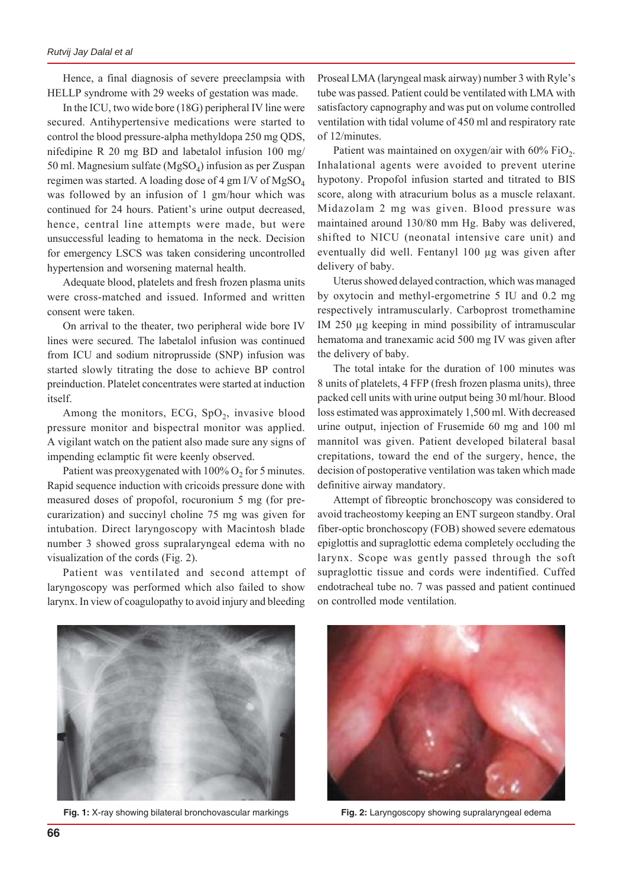Hence, a final diagnosis of severe preeclampsia with HELLP syndrome with 29 weeks of gestation was made.

In the ICU, two wide bore (18G) peripheral IV line were secured. Antihypertensive medications were started to control the blood pressure-alpha methyldopa 250 mg QDS, nifedipine R 20 mg BD and labetalol infusion 100 mg/ 50 ml. Magnesium sulfate ($MgSO_4$) infusion as per Zuspan regimen was started. A loading dose of 4 gm I/V of $MgSO_4$ was followed by an infusion of 1 gm/hour which was continued for 24 hours. Patient's urine output decreased, hence, central line attempts were made, but were unsuccessful leading to hematoma in the neck. Decision for emergency LSCS was taken considering uncontrolled hypertension and worsening maternal health.

Adequate blood, platelets and fresh frozen plasma units were cross-matched and issued. Informed and written consent were taken.

On arrival to the theater, two peripheral wide bore IV lines were secured. The labetalol infusion was continued from ICU and sodium nitroprusside (SNP) infusion was started slowly titrating the dose to achieve BP control preinduction. Platelet concentrates were started at induction itself.

Among the monitors, ECG, $SpO_2$, invasive blood pressure monitor and bispectral monitor was applied. A vigilant watch on the patient also made sure any signs of impending eclamptic fit were keenly observed.

Patient was preoxygenated with 100% $O_2$ for 5 minutes. Rapid sequence induction with cricoids pressure done with measured doses of propofol, rocuronium 5 mg (for pre-curarization) and succinyl choline 75 mg was given for intubation. Direct laryngoscopy with Macintosh blade number 3 showed gross supralaryngeal edema with no visualization of the cords (Fig. 2).

Patient was ventilated and second attempt of laryngoscopy was performed which also failed to show larynx. In view of coagulopathy to avoid injury and bleeding Proseal LMA (laryngeal mask airway) number 3 with Ryle's tube was passed. Patient could be ventilated with LMA with satisfactory capnography and was put on volume controlled ventilation with tidal volume of 450 ml and respiratory rate of 12/minutes.

Patient was maintained on oxygen/air with 60% $FiO_2$. Inhalational agents were avoided to prevent uterine hypotony. Propofol infusion started and titrated to BIS score, along with atracurium bolus as a muscle relaxant. Midazolam 2 mg was given. Blood pressure was maintained around 130/80 mm Hg. Baby was delivered, shifted to NICU (neonatal intensive care unit) and eventually did well. Fentanyl 100 μg was given after delivery of baby.

Uterus showed delayed contraction, which was managed by oxytocin and methyl-ergometrine 5 IU and 0.2 mg respectively intramuscularly. Carboprost tromethamine IM 250 μg keeping in mind possibility of intramuscular hematoma and tranexamic acid 500 mg IV was given after the delivery of baby.

The total intake for the duration of 100 minutes was 8 units of platelets, 4 FFP (fresh frozen plasma units), three packed cell units with urine output being 30 ml/hour. Blood loss estimated was approximately 1,500 ml. With decreased urine output, injection of Frusemide 60 mg and 100 ml mannitol was given. Patient developed bilateral basal crepitations, toward the end of the surgery, hence, the decision of postoperative ventilation was taken which made definitive airway mandatory.

Attempt of fibreoptic bronchoscopy was considered to avoid tracheostomy keeping an ENT surgeon standby. Oral fiber-optic bronchoscopy (FOB) showed severe edematous epiglottis and supraglottic edema completely occluding the larynx. Scope was gently passed through the soft supraglottic tissue and cords were indentified. Cuffed endotracheal tube no. 7 was passed and patient continued on controlled mode ventilation.

**Fig. 1:** X-ray showing bilateral bronchovascular markings

**Fig. 2:** Laryngoscopy showing supralaryngeal edema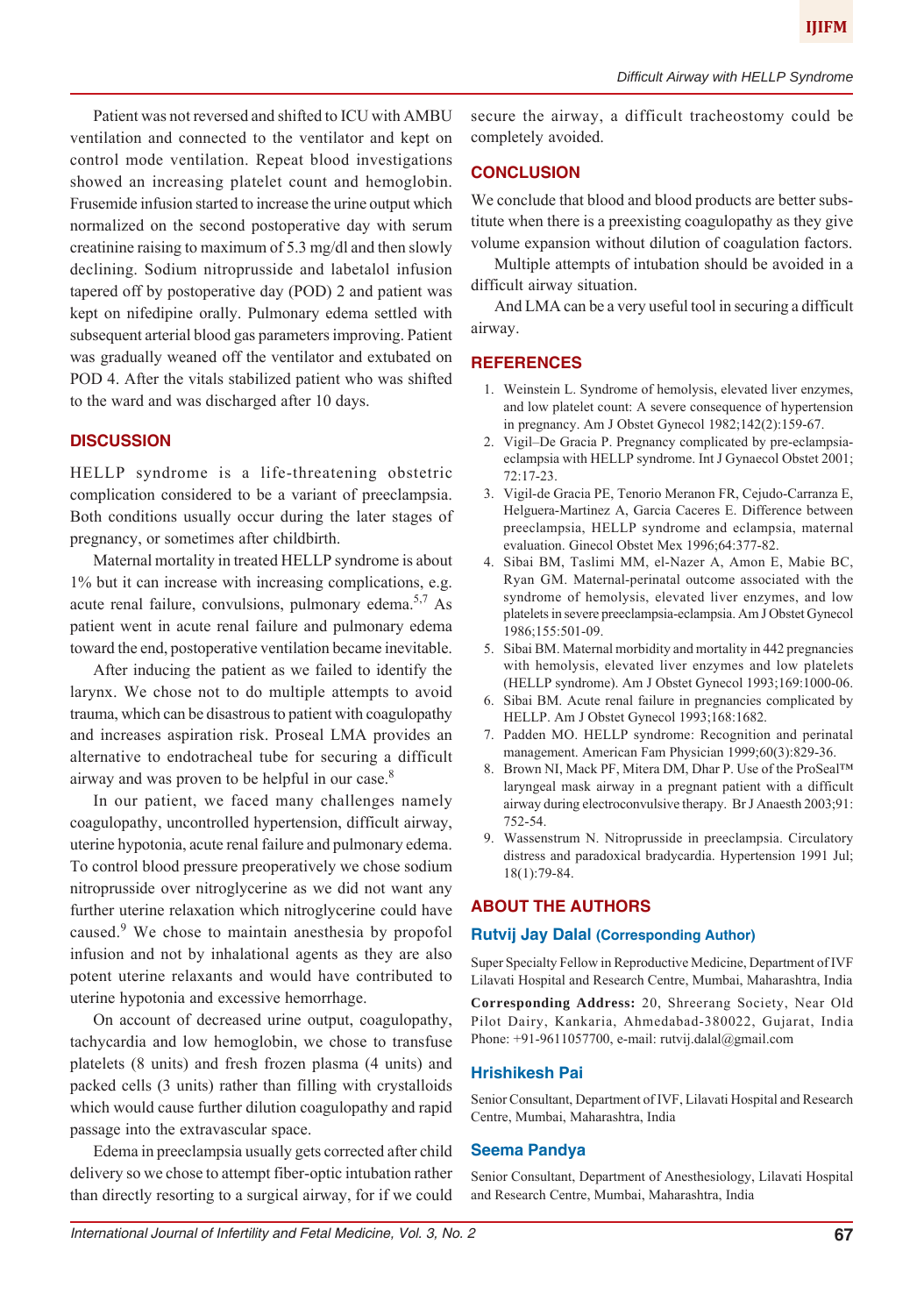Patient was not reversed and shifted to ICU with AMBU ventilation and connected to the ventilator and kept on control mode ventilation. Repeat blood investigations showed an increasing platelet count and hemoglobin. Frusemide infusion started to increase the urine output which normalized on the second postoperative day with serum creatinine raising to maximum of 5.3 mg/dl and then slowly declining. Sodium nitroprusside and labetalol infusion tapered off by postoperative day (POD) 2 and patient was kept on nifedipine orally. Pulmonary edema settled with subsequent arterial blood gas parameters improving. Patient was gradually weaned off the ventilator and extubated on POD 4. After the vitals stabilized patient who was shifted to the ward and was discharged after 10 days.

## DISCUSSION

HELLP syndrome is a life-threatening obstetric complication considered to be a variant of preeclampsia. Both conditions usually occur during the later stages of pregnancy, or sometimes after childbirth.

Maternal mortality in treated HELLP syndrome is about 1% but it can increase with increasing complications, e.g. acute renal failure, convulsions, pulmonary edema.[5,7] As patient went in acute renal failure and pulmonary edema toward the end, postoperative ventilation became inevitable.

After inducing the patient as we failed to identify the larynx. We chose not to do multiple attempts to avoid trauma, which can be disastrous to patient with coagulopathy and increases aspiration risk. Proseal LMA provides an alternative to endotracheal tube for securing a difficult airway and was proven to be helpful in our case.[8]

In our patient, we faced many challenges namely coagulopathy, uncontrolled hypertension, difficult airway, uterine hypotonia, acute renal failure and pulmonary edema. To control blood pressure preoperatively we chose sodium nitroprusside over nitroglycerine as we did not want any further uterine relaxation which nitroglycerine could have caused.[9] We chose to maintain anesthesia by propofol infusion and not by inhalational agents as they are also potent uterine relaxants and would have contributed to uterine hypotonia and excessive hemorrhage.

On account of decreased urine output, coagulopathy, tachycardia and low hemoglobin, we chose to transfuse platelets (8 units) and fresh frozen plasma (4 units) and packed cells (3 units) rather than filling with crystalloids which would cause further dilution coagulopathy and rapid passage into the extravascular space.

Edema in preeclampsia usually gets corrected after child delivery so we chose to attempt fiber-optic intubation rather than directly resorting to a surgical airway, for if we could secure the airway, a difficult tracheostomy could be completely avoided.

## CONCLUSION

We conclude that blood and blood products are better substitute when there is a preexisting coagulopathy as they give volume expansion without dilution of coagulation factors.

Multiple attempts of intubation should be avoided in a difficult airway situation.

And LMA can be a very useful tool in securing a difficult airway.

## REFERENCES

1. Weinstein L. Syndrome of hemolysis, elevated liver enzymes, and low platelet count: A severe consequence of hypertension in pregnancy. Am J Obstet Gynecol 1982;142(2):159-67.
2. Vigil–De Gracia P. Pregnancy complicated by pre-eclampsia-eclampsia with HELLP syndrome. Int J Gynaecol Obstet 2001; 72:17-23.
3. Vigil-de Gracia PE, Tenorio Meranon FR, Cejudo-Carranza E, Helguera-Martinez A, Garcia Caceres E. Difference between preeclampsia, HELLP syndrome and eclampsia, maternal evaluation. Ginecol Obstet Mex 1996;64:377-82.
4. Sibai BM, Taslimi MM, el-Nazer A, Amon E, Mabie BC, Ryan GM. Maternal-perinatal outcome associated with the syndrome of hemolysis, elevated liver enzymes, and low platelets in severe preeclampsia-eclampsia. Am J Obstet Gynecol 1986;155:501-09.
5. Sibai BM. Maternal morbidity and mortality in 442 pregnancies with hemolysis, elevated liver enzymes and low platelets (HELLP syndrome). Am J Obstet Gynecol 1993;169:1000-06.
6. Sibai BM. Acute renal failure in pregnancies complicated by HELLP. Am J Obstet Gynecol 1993;168:1682.
7. Padden MO. HELLP syndrome: Recognition and perinatal management. American Fam Physician 1999;60(3):829-36.
8. Brown NI, Mack PF, Mitera DM, Dhar P. Use of the ProSeal™ laryngeal mask airway in a pregnant patient with a difficult airway during electroconvulsive therapy. Br J Anaesth 2003;91: 752-54.
9. Wassenstrum N. Nitroprusside in preeclampsia. Circulatory distress and paradoxical bradycardia. Hypertension 1991 Jul; 18(1):79-84.

## ABOUT THE AUTHORS

### Rutvij Jay Dalal (Corresponding Author)

Super Specialty Fellow in Reproductive Medicine, Department of IVF Lilavati Hospital and Research Centre, Mumbai, Maharashtra, India

**Corresponding Address:** 20, Shreerang Society, Near Old Pilot Dairy, Kankaria, Ahmedabad-380022, Gujarat, India Phone: +91-9611057700, e-mail: rutvij.dalal@gmail.com

### Hrishikesh Pai

Senior Consultant, Department of IVF, Lilavati Hospital and Research Centre, Mumbai, Maharashtra, India

### Seema Pandya

Senior Consultant, Department of Anesthesiology, Lilavati Hospital and Research Centre, Mumbai, Maharashtra, India